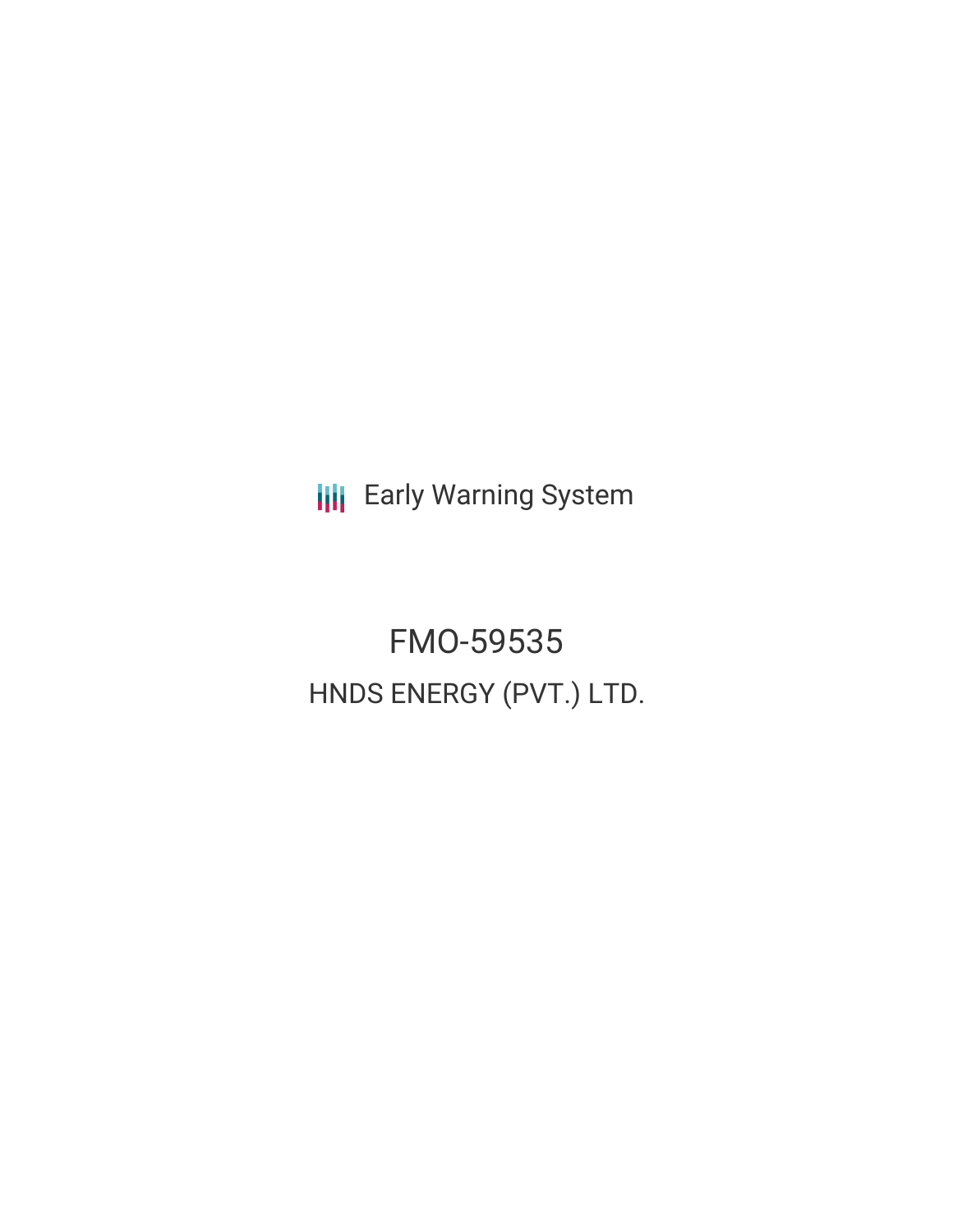Early Warning System

# FMO-59535

## HNDS ENERGY (PVT.) LTD.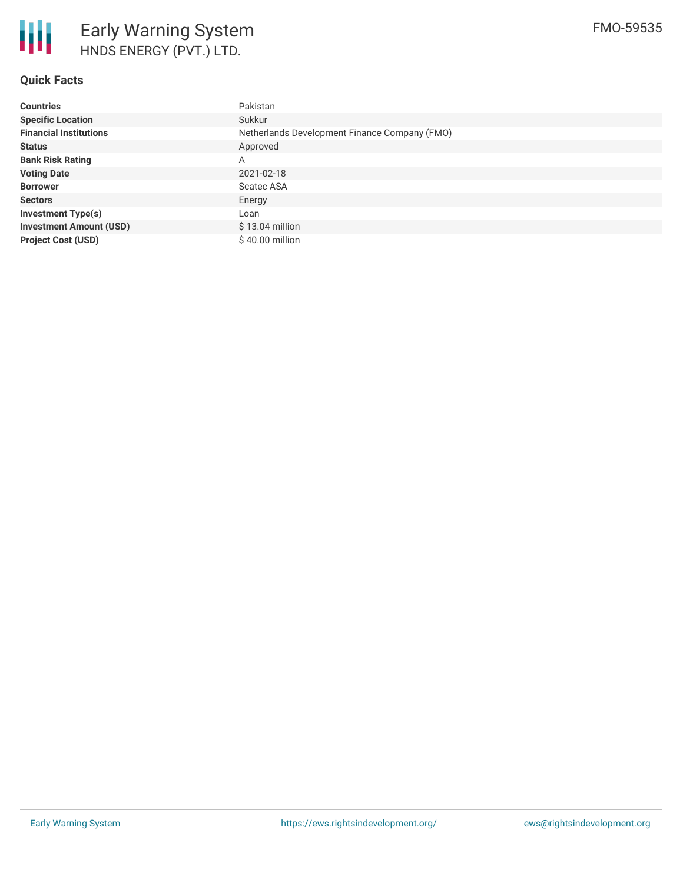# Early Warning System

## HNDS ENERGY (PVT.) LTD.

FMO-59535

### Quick Facts

| | |
|---|---|
| **Countries** | Pakistan |
| **Specific Location** | Sukkur |
| **Financial Institutions** | Netherlands Development Finance Company (FMO) |
| **Status** | Approved |
| **Bank Risk Rating** | A |
| **Voting Date** | 2021-02-18 |
| **Borrower** | Scatec ASA |
| **Sectors** | Energy |
| **Investment Type(s)** | Loan |
| **Investment Amount (USD)** | $ 13.04 million |
| **Project Cost (USD)** | $ 40.00 million |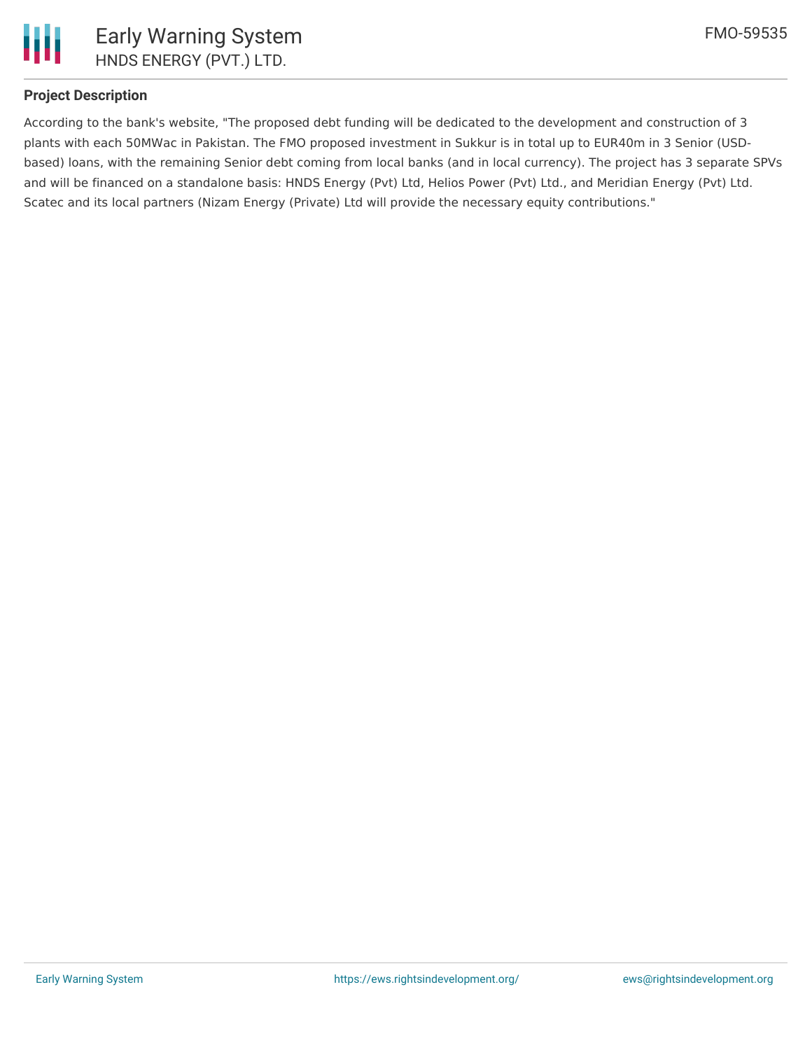## Project Description

According to the bank's website, "The proposed debt funding will be dedicated to the development and construction of 3 plants with each 50MWac in Pakistan. The FMO proposed investment in Sukkur is in total up to EUR40m in 3 Senior (USD-based) loans, with the remaining Senior debt coming from local banks (and in local currency). The project has 3 separate SPVs and will be financed on a standalone basis: HNDS Energy (Pvt) Ltd, Helios Power (Pvt) Ltd., and Meridian Energy (Pvt) Ltd. Scatec and its local partners (Nizam Energy (Private) Ltd will provide the necessary equity contributions."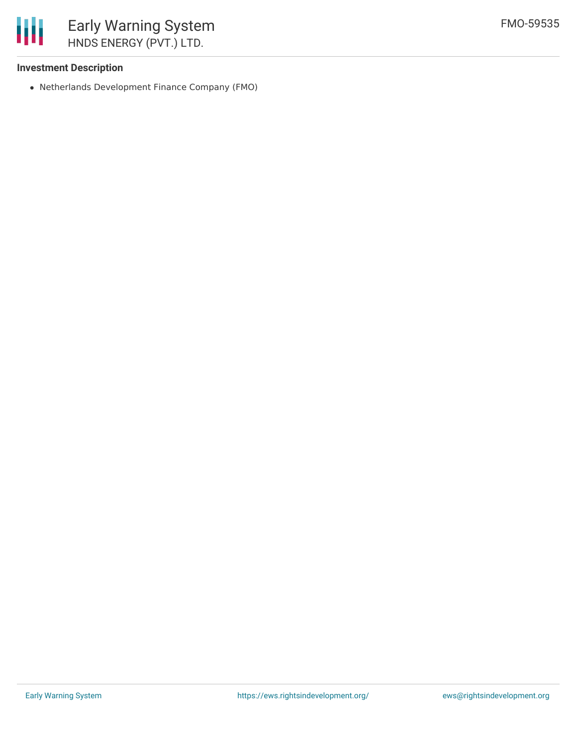**Investment Description**

- Netherlands Development Finance Company (FMO)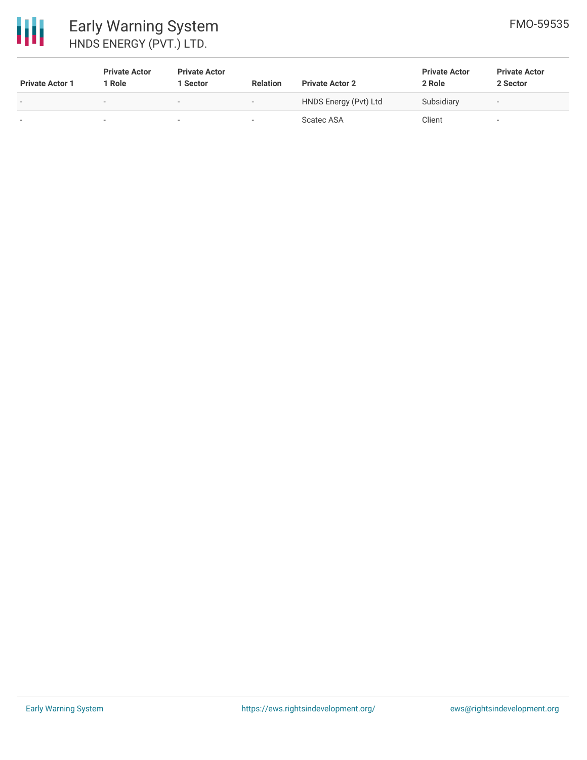| Private Actor 1 | Private Actor 1 Role | Private Actor 1 Sector | Relation | Private Actor 2 | Private Actor 2 Role | Private Actor 2 Sector |
|---|---|---|---|---|---|---|
| - | - | - | - | HNDS Energy (Pvt) Ltd | Subsidiary | - |
| - | - | - | - | Scatec ASA | Client | - |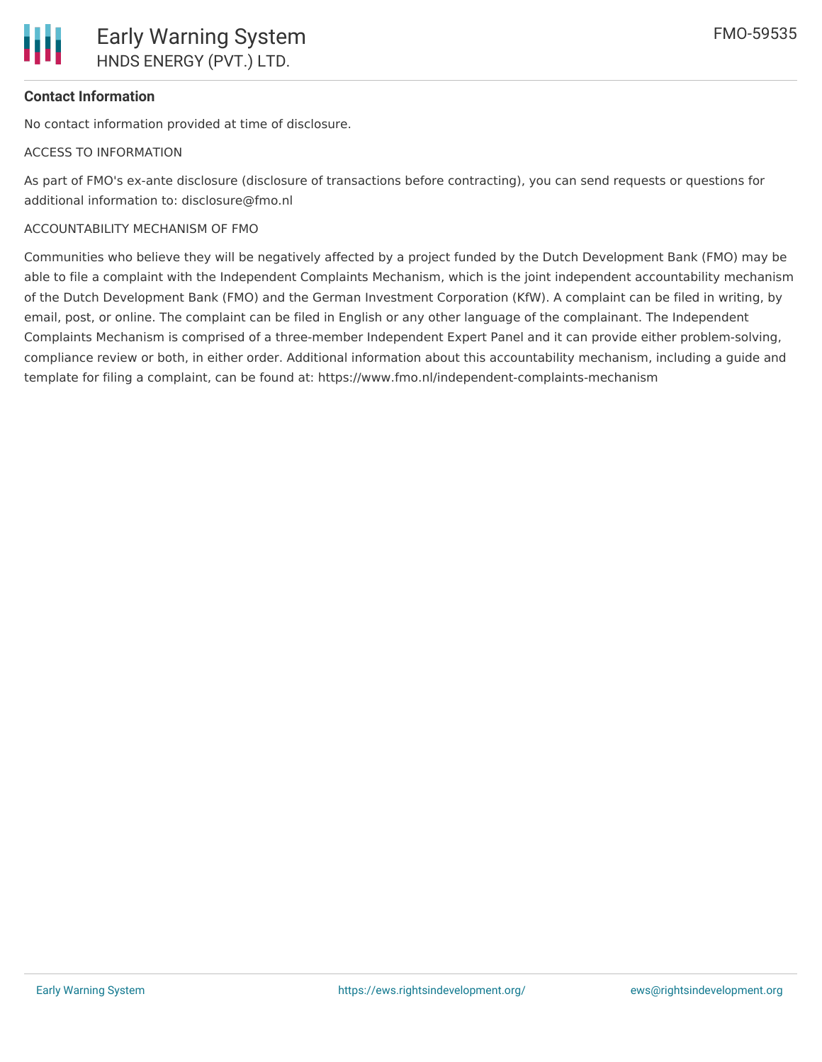**Contact Information**

No contact information provided at time of disclosure.

ACCESS TO INFORMATION

As part of FMO's ex-ante disclosure (disclosure of transactions before contracting), you can send requests or questions for additional information to: disclosure@fmo.nl

ACCOUNTABILITY MECHANISM OF FMO

Communities who believe they will be negatively affected by a project funded by the Dutch Development Bank (FMO) may be able to file a complaint with the Independent Complaints Mechanism, which is the joint independent accountability mechanism of the Dutch Development Bank (FMO) and the German Investment Corporation (KfW). A complaint can be filed in writing, by email, post, or online. The complaint can be filed in English or any other language of the complainant. The Independent Complaints Mechanism is comprised of a three-member Independent Expert Panel and it can provide either problem-solving, compliance review or both, in either order. Additional information about this accountability mechanism, including a guide and template for filing a complaint, can be found at: https://www.fmo.nl/independent-complaints-mechanism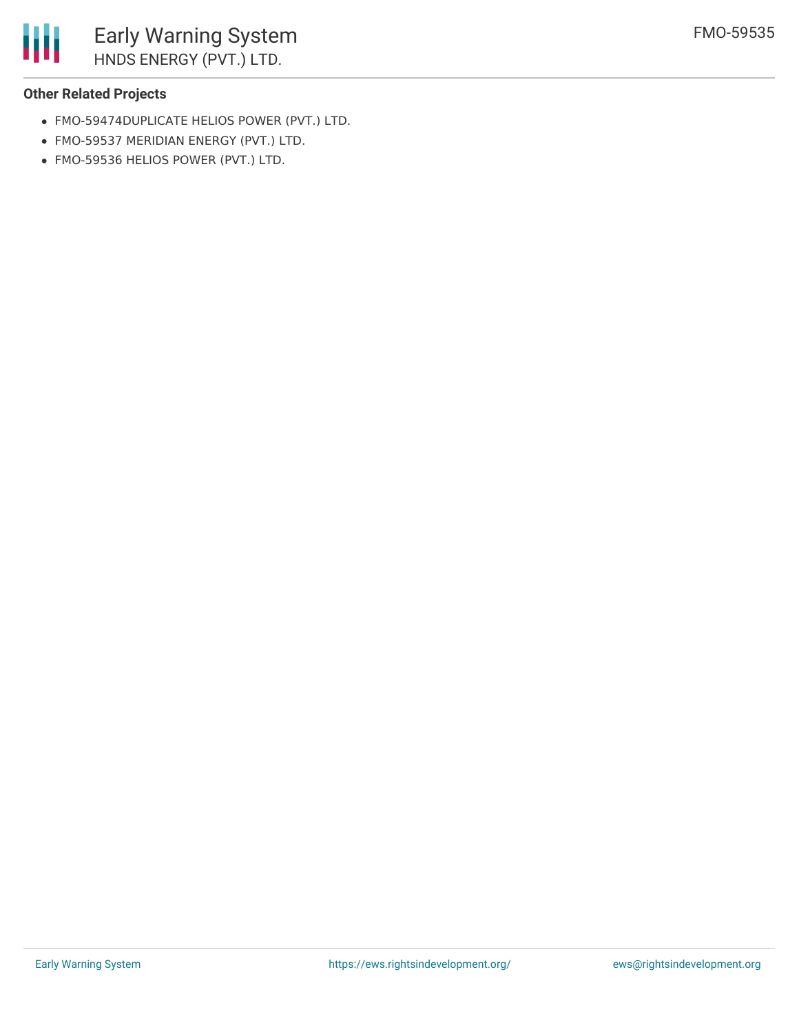**Other Related Projects**

- FMO-59474DUPLICATE HELIOS POWER (PVT.) LTD.
- FMO-59537 MERIDIAN ENERGY (PVT.) LTD.
- FMO-59536 HELIOS POWER (PVT.) LTD.